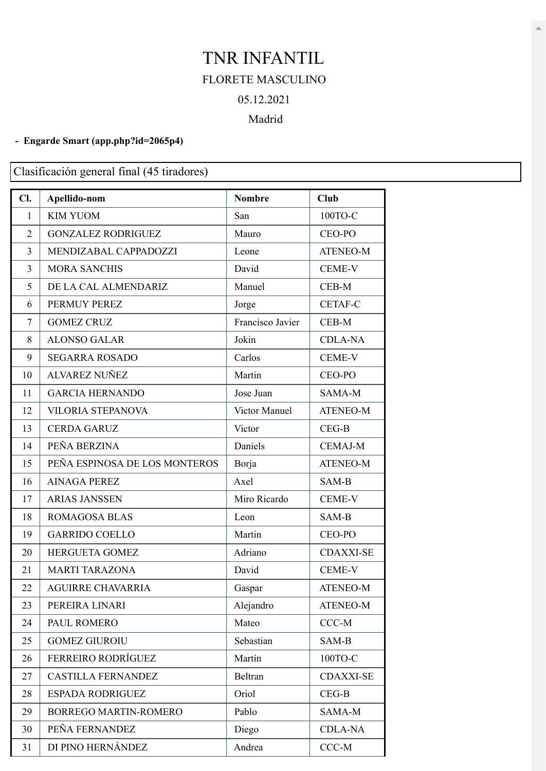# TNR INFANTIL

FLORETE MASCULINO

05.12.2021

Madrid

- **Engarde Smart (app.php?id=2065p4)**

Clasificación general final (45 tiradores)

| Cl. | Apellido-nom | Nombre | Club |
|---|---|---|---|
| 1 | KIM YUOM | San | 100TO-C |
| 2 | GONZALEZ RODRIGUEZ | Mauro | CEO-PO |
| 3 | MENDIZABAL CAPPADOZZI | Leone | ATENEO-M |
| 3 | MORA SANCHIS | David | CEME-V |
| 5 | DE LA CAL ALMENDARIZ | Manuel | CEB-M |
| 6 | PERMUY PEREZ | Jorge | CETAF-C |
| 7 | GOMEZ CRUZ | Francisco Javier | CEB-M |
| 8 | ALONSO GALAR | Jokin | CDLA-NA |
| 9 | SEGARRA ROSADO | Carlos | CEME-V |
| 10 | ALVAREZ NUÑEZ | Martin | CEO-PO |
| 11 | GARCIA HERNANDO | Jose Juan | SAMA-M |
| 12 | VILORIA STEPANOVA | Victor Manuel | ATENEO-M |
| 13 | CERDA GARUZ | Victor | CEG-B |
| 14 | PEÑA BERZINA | Daniels | CEMAJ-M |
| 15 | PEÑA ESPINOSA DE LOS MONTEROS | Borja | ATENEO-M |
| 16 | AINAGA PEREZ | Axel | SAM-B |
| 17 | ARIAS JANSSEN | Miro Ricardo | CEME-V |
| 18 | ROMAGOSA BLAS | Leon | SAM-B |
| 19 | GARRIDO COELLO | Martin | CEO-PO |
| 20 | HERGUETA GOMEZ | Adriano | CDAXXI-SE |
| 21 | MARTI TARAZONA | David | CEME-V |
| 22 | AGUIRRE CHAVARRIA | Gaspar | ATENEO-M |
| 23 | PEREIRA LINARI | Alejandro | ATENEO-M |
| 24 | PAUL ROMERO | Mateo | CCC-M |
| 25 | GOMEZ GIUROIU | Sebastian | SAM-B |
| 26 | FERREIRO RODRÍGUEZ | Martín | 100TO-C |
| 27 | CASTILLA FERNANDEZ | Beltran | CDAXXI-SE |
| 28 | ESPADA RODRIGUEZ | Oriol | CEG-B |
| 29 | BORREGO MARTIN-ROMERO | Pablo | SAMA-M |
| 30 | PEÑA FERNANDEZ | Diego | CDLA-NA |
| 31 | DI PINO HERNÁNDEZ | Andrea | CCC-M |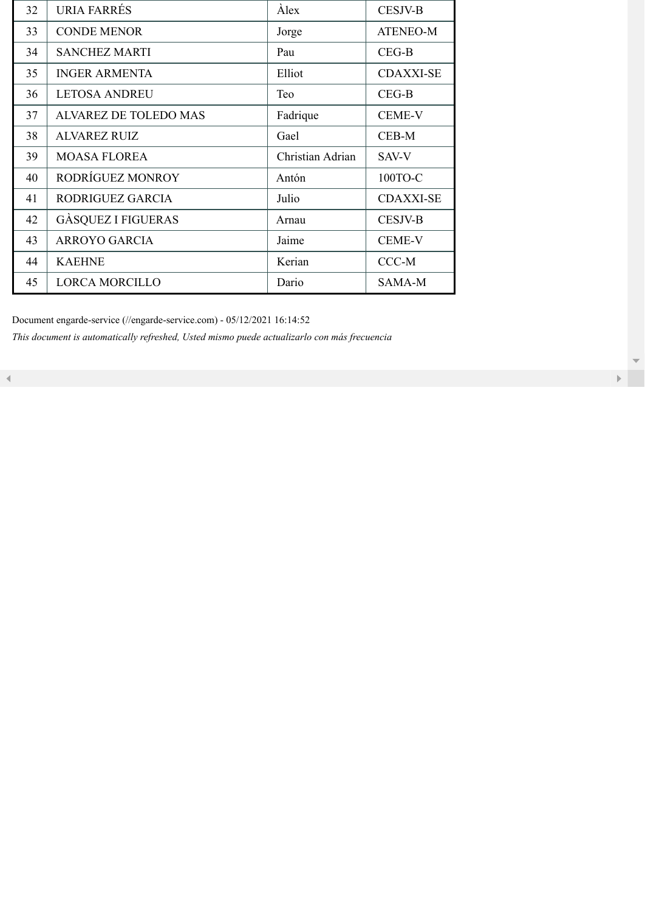| | | | |
|---|---|---|---|
| 32 | URIA FARRÉS | Àlex | CESJV-B |
| 33 | CONDE MENOR | Jorge | ATENEO-M |
| 34 | SANCHEZ MARTI | Pau | CEG-B |
| 35 | INGER ARMENTA | Elliot | CDAXXI-SE |
| 36 | LETOSA ANDREU | Teo | CEG-B |
| 37 | ALVAREZ DE TOLEDO MAS | Fadrique | CEME-V |
| 38 | ALVAREZ RUIZ | Gael | CEB-M |
| 39 | MOASA FLOREA | Christian Adrian | SAV-V |
| 40 | RODRÍGUEZ MONROY | Antón | 100TO-C |
| 41 | RODRIGUEZ GARCIA | Julio | CDAXXI-SE |
| 42 | GÀSQUEZ I FIGUERAS | Arnau | CESJV-B |
| 43 | ARROYO GARCIA | Jaime | CEME-V |
| 44 | KAEHNE | Kerian | CCC-M |
| 45 | LORCA MORCILLO | Dario | SAMA-M |

Document engarde-service (//engarde-service.com) - 05/12/2021 16:14:52

*This document is automatically refreshed, Usted mismo puede actualizarlo con más frecuencia*